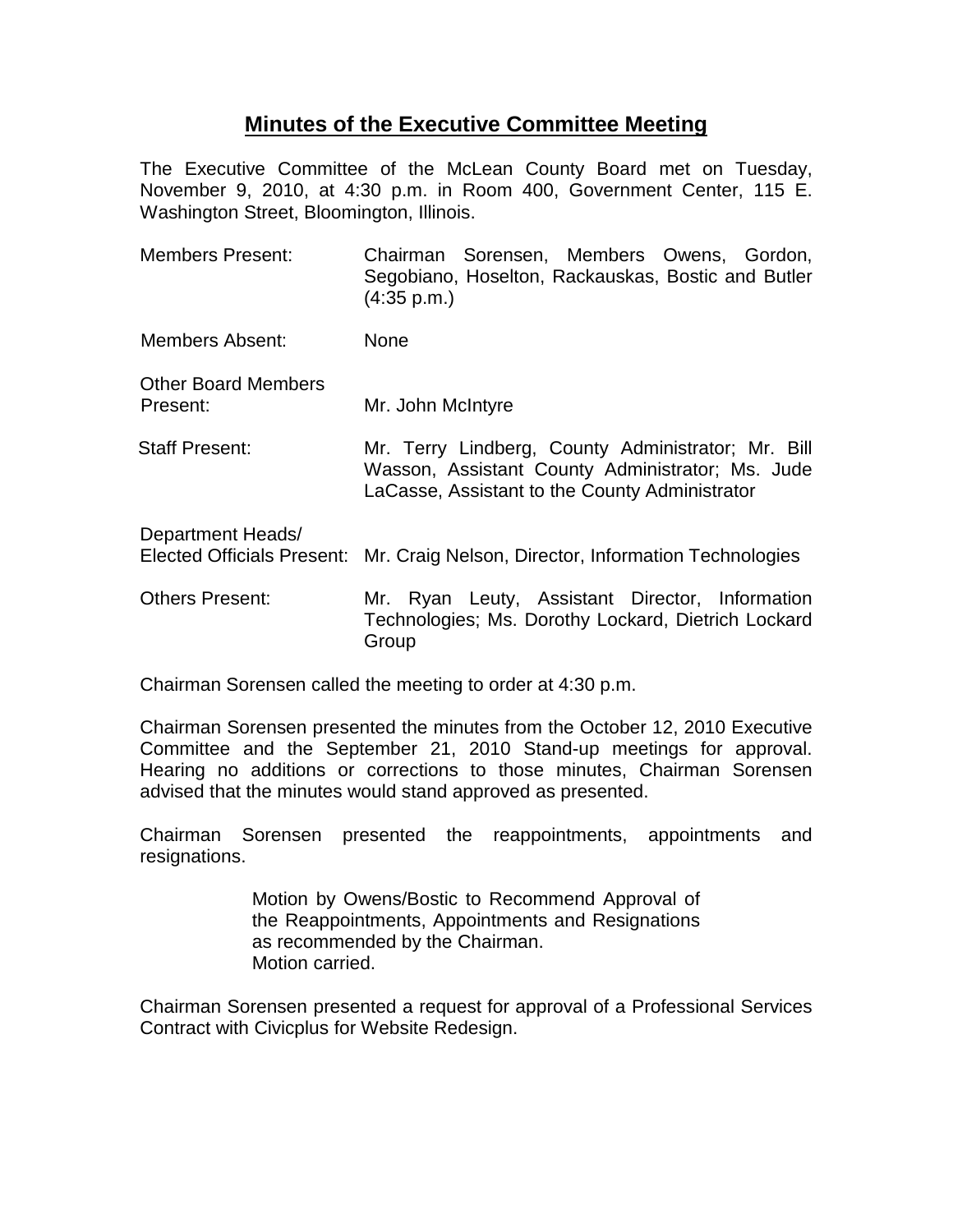## Minutes of the Executive Committee Meeting

The Executive Committee of the McLean County Board met on Tuesday, November 9, 2010, at 4:30 p.m. in Room 400, Government Center, 115 E. Washington Street, Bloomington, Illinois.

| | |
|---|---|
| Members Present: | Chairman Sorensen, Members Owens, Gordon, Segobiano, Hoselton, Rackauskas, Bostic and Butler (4:35 p.m.) |
| Members Absent: | None |
| Other Board Members Present: | Mr. John McIntyre |
| Staff Present: | Mr. Terry Lindberg, County Administrator; Mr. Bill Wasson, Assistant County Administrator; Ms. Jude LaCasse, Assistant to the County Administrator |
| Department Heads/ Elected Officials Present: | Mr. Craig Nelson, Director, Information Technologies |
| Others Present: | Mr. Ryan Leuty, Assistant Director, Information Technologies; Ms. Dorothy Lockard, Dietrich Lockard Group |

Chairman Sorensen called the meeting to order at 4:30 p.m.

Chairman Sorensen presented the minutes from the October 12, 2010 Executive Committee and the September 21, 2010 Stand-up meetings for approval. Hearing no additions or corrections to those minutes, Chairman Sorensen advised that the minutes would stand approved as presented.

Chairman Sorensen presented the reappointments, appointments and resignations.

> Motion by Owens/Bostic to Recommend Approval of the Reappointments, Appointments and Resignations as recommended by the Chairman.
> Motion carried.

Chairman Sorensen presented a request for approval of a Professional Services Contract with Civicplus for Website Redesign.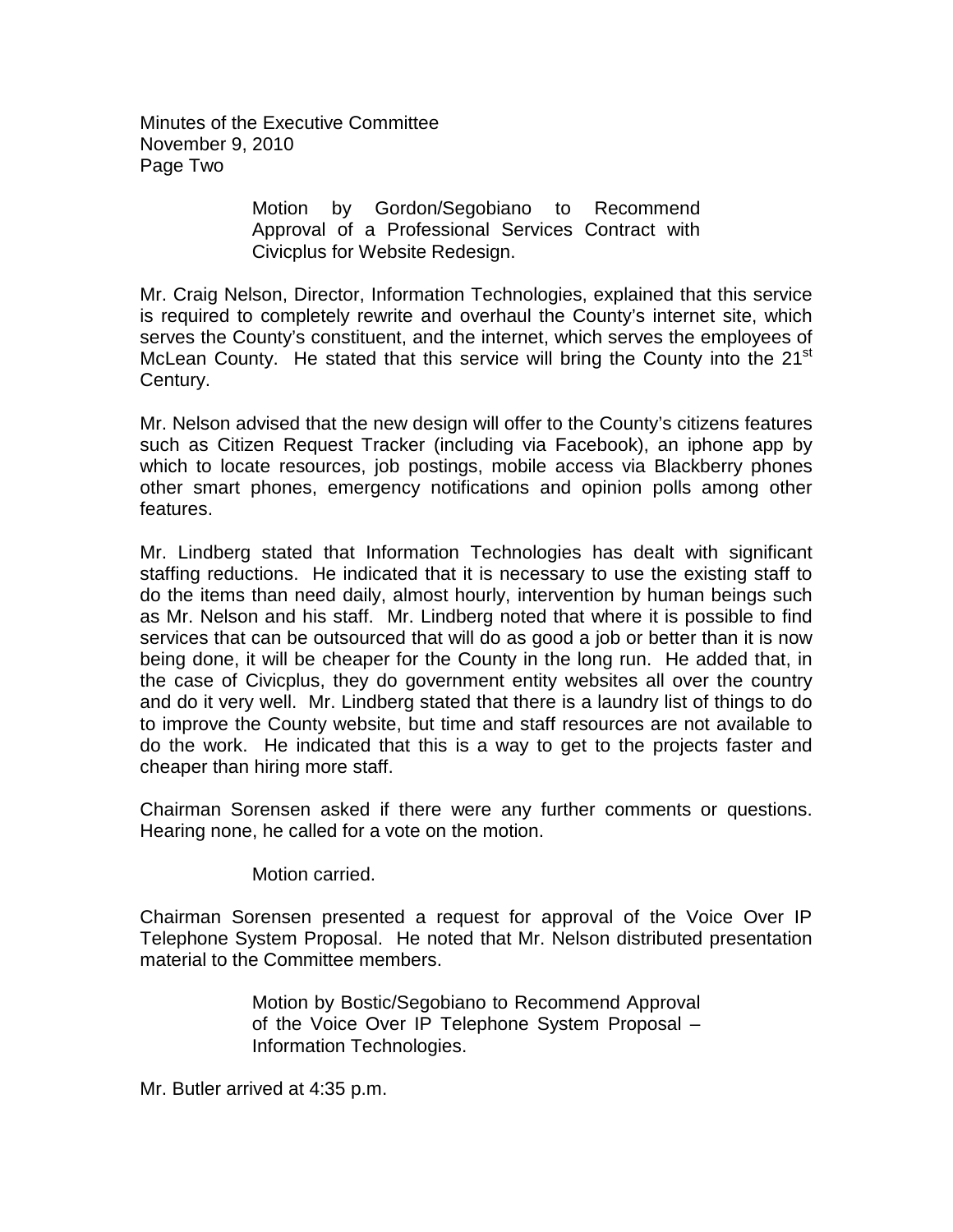Motion by Gordon/Segobiano to Recommend Approval of a Professional Services Contract with Civicplus for Website Redesign.

Mr. Craig Nelson, Director, Information Technologies, explained that this service is required to completely rewrite and overhaul the County's internet site, which serves the County's constituent, and the internet, which serves the employees of McLean County. He stated that this service will bring the County into the 21st Century.

Mr. Nelson advised that the new design will offer to the County's citizens features such as Citizen Request Tracker (including via Facebook), an iphone app by which to locate resources, job postings, mobile access via Blackberry phones other smart phones, emergency notifications and opinion polls among other features.

Mr. Lindberg stated that Information Technologies has dealt with significant staffing reductions. He indicated that it is necessary to use the existing staff to do the items than need daily, almost hourly, intervention by human beings such as Mr. Nelson and his staff. Mr. Lindberg noted that where it is possible to find services that can be outsourced that will do as good a job or better than it is now being done, it will be cheaper for the County in the long run. He added that, in the case of Civicplus, they do government entity websites all over the country and do it very well. Mr. Lindberg stated that there is a laundry list of things to do to improve the County website, but time and staff resources are not available to do the work. He indicated that this is a way to get to the projects faster and cheaper than hiring more staff.

Chairman Sorensen asked if there were any further comments or questions. Hearing none, he called for a vote on the motion.

Motion carried.

Chairman Sorensen presented a request for approval of the Voice Over IP Telephone System Proposal. He noted that Mr. Nelson distributed presentation material to the Committee members.

Motion by Bostic/Segobiano to Recommend Approval of the Voice Over IP Telephone System Proposal – Information Technologies.

Mr. Butler arrived at 4:35 p.m.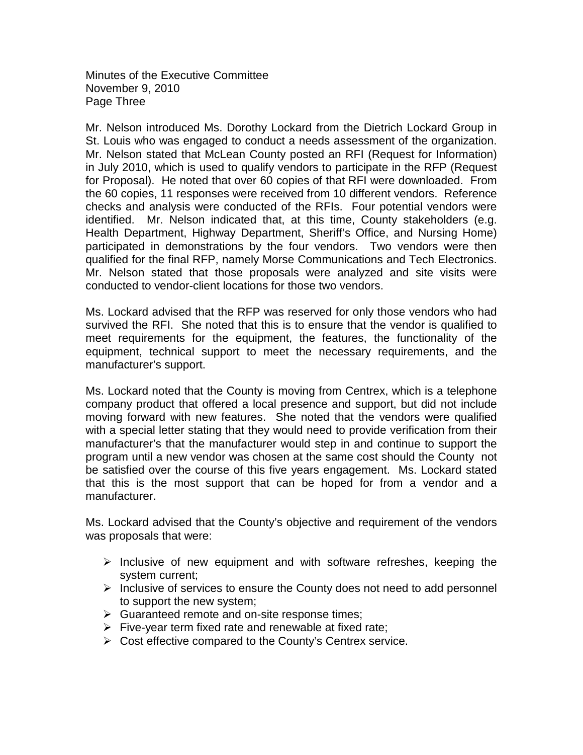Mr. Nelson introduced Ms. Dorothy Lockard from the Dietrich Lockard Group in St. Louis who was engaged to conduct a needs assessment of the organization. Mr. Nelson stated that McLean County posted an RFI (Request for Information) in July 2010, which is used to qualify vendors to participate in the RFP (Request for Proposal). He noted that over 60 copies of that RFI were downloaded. From the 60 copies, 11 responses were received from 10 different vendors. Reference checks and analysis were conducted of the RFIs. Four potential vendors were identified. Mr. Nelson indicated that, at this time, County stakeholders (e.g. Health Department, Highway Department, Sheriff's Office, and Nursing Home) participated in demonstrations by the four vendors. Two vendors were then qualified for the final RFP, namely Morse Communications and Tech Electronics. Mr. Nelson stated that those proposals were analyzed and site visits were conducted to vendor-client locations for those two vendors.

Ms. Lockard advised that the RFP was reserved for only those vendors who had survived the RFI. She noted that this is to ensure that the vendor is qualified to meet requirements for the equipment, the features, the functionality of the equipment, technical support to meet the necessary requirements, and the manufacturer's support.

Ms. Lockard noted that the County is moving from Centrex, which is a telephone company product that offered a local presence and support, but did not include moving forward with new features. She noted that the vendors were qualified with a special letter stating that they would need to provide verification from their manufacturer's that the manufacturer would step in and continue to support the program until a new vendor was chosen at the same cost should the County not be satisfied over the course of this five years engagement. Ms. Lockard stated that this is the most support that can be hoped for from a vendor and a manufacturer.

Ms. Lockard advised that the County's objective and requirement of the vendors was proposals that were:

- Inclusive of new equipment and with software refreshes, keeping the system current;
- Inclusive of services to ensure the County does not need to add personnel to support the new system;
- Guaranteed remote and on-site response times;
- Five-year term fixed rate and renewable at fixed rate;
- Cost effective compared to the County's Centrex service.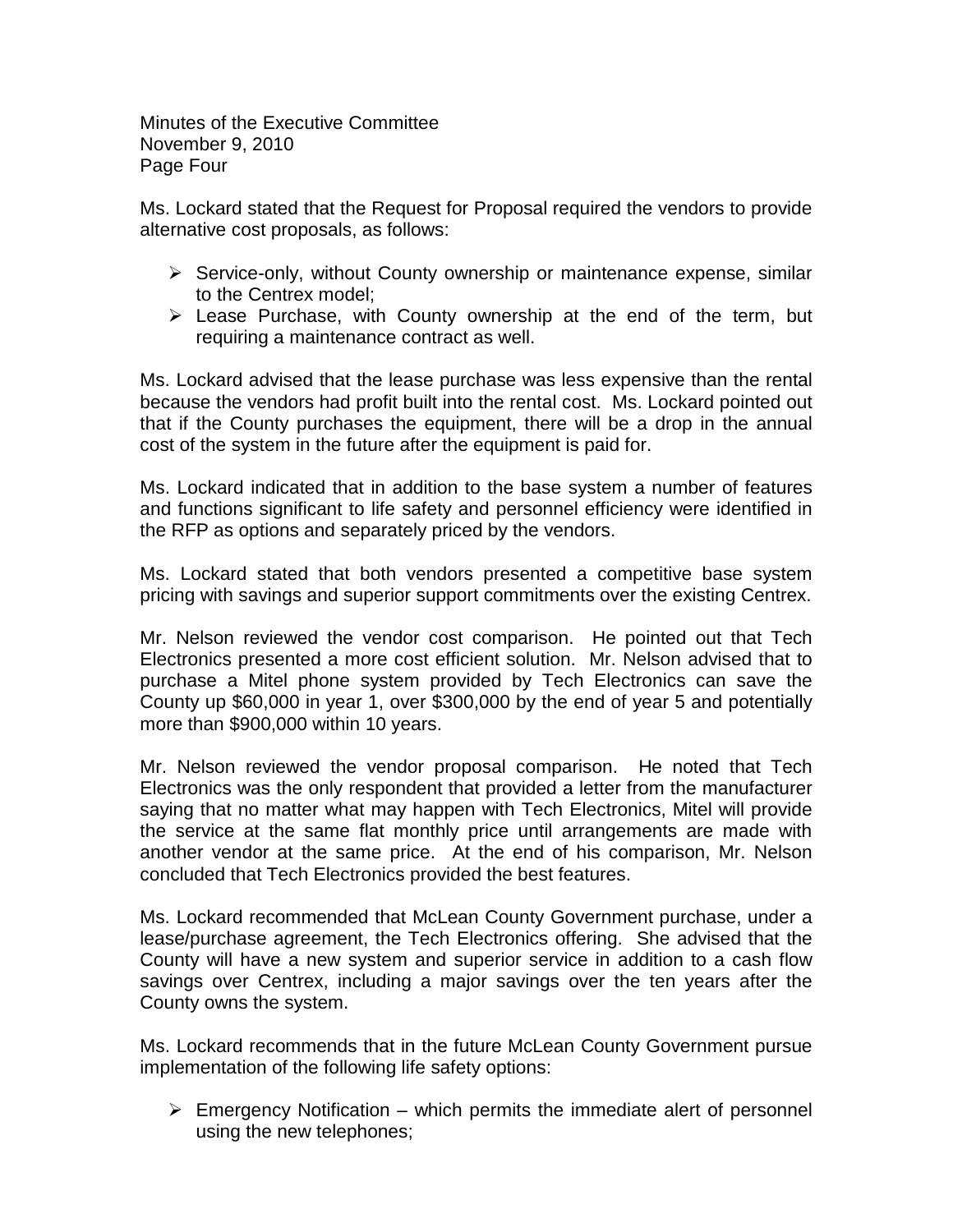Ms. Lockard stated that the Request for Proposal required the vendors to provide alternative cost proposals, as follows:

- Service-only, without County ownership or maintenance expense, similar to the Centrex model;
- Lease Purchase, with County ownership at the end of the term, but requiring a maintenance contract as well.

Ms. Lockard advised that the lease purchase was less expensive than the rental because the vendors had profit built into the rental cost. Ms. Lockard pointed out that if the County purchases the equipment, there will be a drop in the annual cost of the system in the future after the equipment is paid for.

Ms. Lockard indicated that in addition to the base system a number of features and functions significant to life safety and personnel efficiency were identified in the RFP as options and separately priced by the vendors.

Ms. Lockard stated that both vendors presented a competitive base system pricing with savings and superior support commitments over the existing Centrex.

Mr. Nelson reviewed the vendor cost comparison. He pointed out that Tech Electronics presented a more cost efficient solution. Mr. Nelson advised that to purchase a Mitel phone system provided by Tech Electronics can save the County up $60,000 in year 1, over $300,000 by the end of year 5 and potentially more than $900,000 within 10 years.

Mr. Nelson reviewed the vendor proposal comparison. He noted that Tech Electronics was the only respondent that provided a letter from the manufacturer saying that no matter what may happen with Tech Electronics, Mitel will provide the service at the same flat monthly price until arrangements are made with another vendor at the same price. At the end of his comparison, Mr. Nelson concluded that Tech Electronics provided the best features.

Ms. Lockard recommended that McLean County Government purchase, under a lease/purchase agreement, the Tech Electronics offering. She advised that the County will have a new system and superior service in addition to a cash flow savings over Centrex, including a major savings over the ten years after the County owns the system.

Ms. Lockard recommends that in the future McLean County Government pursue implementation of the following life safety options:

- Emergency Notification – which permits the immediate alert of personnel using the new telephones;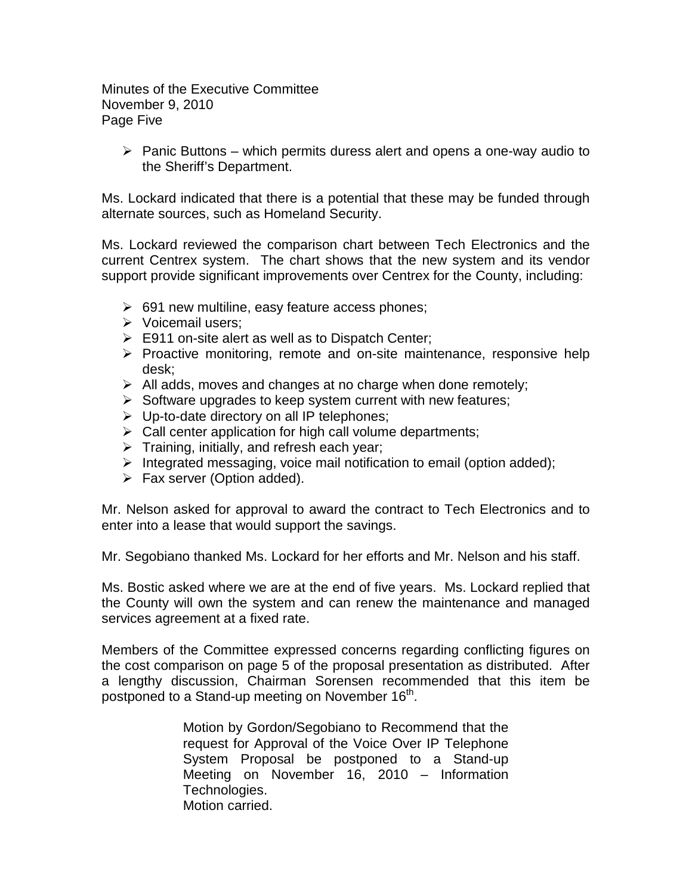- Panic Buttons – which permits duress alert and opens a one-way audio to the Sheriff's Department.

Ms. Lockard indicated that there is a potential that these may be funded through alternate sources, such as Homeland Security.

Ms. Lockard reviewed the comparison chart between Tech Electronics and the current Centrex system. The chart shows that the new system and its vendor support provide significant improvements over Centrex for the County, including:

- 691 new multiline, easy feature access phones;
- Voicemail users;
- E911 on-site alert as well as to Dispatch Center;
- Proactive monitoring, remote and on-site maintenance, responsive help desk;
- All adds, moves and changes at no charge when done remotely;
- Software upgrades to keep system current with new features;
- Up-to-date directory on all IP telephones;
- Call center application for high call volume departments;
- Training, initially, and refresh each year;
- Integrated messaging, voice mail notification to email (option added);
- Fax server (Option added).

Mr. Nelson asked for approval to award the contract to Tech Electronics and to enter into a lease that would support the savings.

Mr. Segobiano thanked Ms. Lockard for her efforts and Mr. Nelson and his staff.

Ms. Bostic asked where we are at the end of five years. Ms. Lockard replied that the County will own the system and can renew the maintenance and managed services agreement at a fixed rate.

Members of the Committee expressed concerns regarding conflicting figures on the cost comparison on page 5 of the proposal presentation as distributed. After a lengthy discussion, Chairman Sorensen recommended that this item be postponed to a Stand-up meeting on November 16th.

> Motion by Gordon/Segobiano to Recommend that the request for Approval of the Voice Over IP Telephone System Proposal be postponed to a Stand-up Meeting on November 16, 2010 – Information Technologies.
> Motion carried.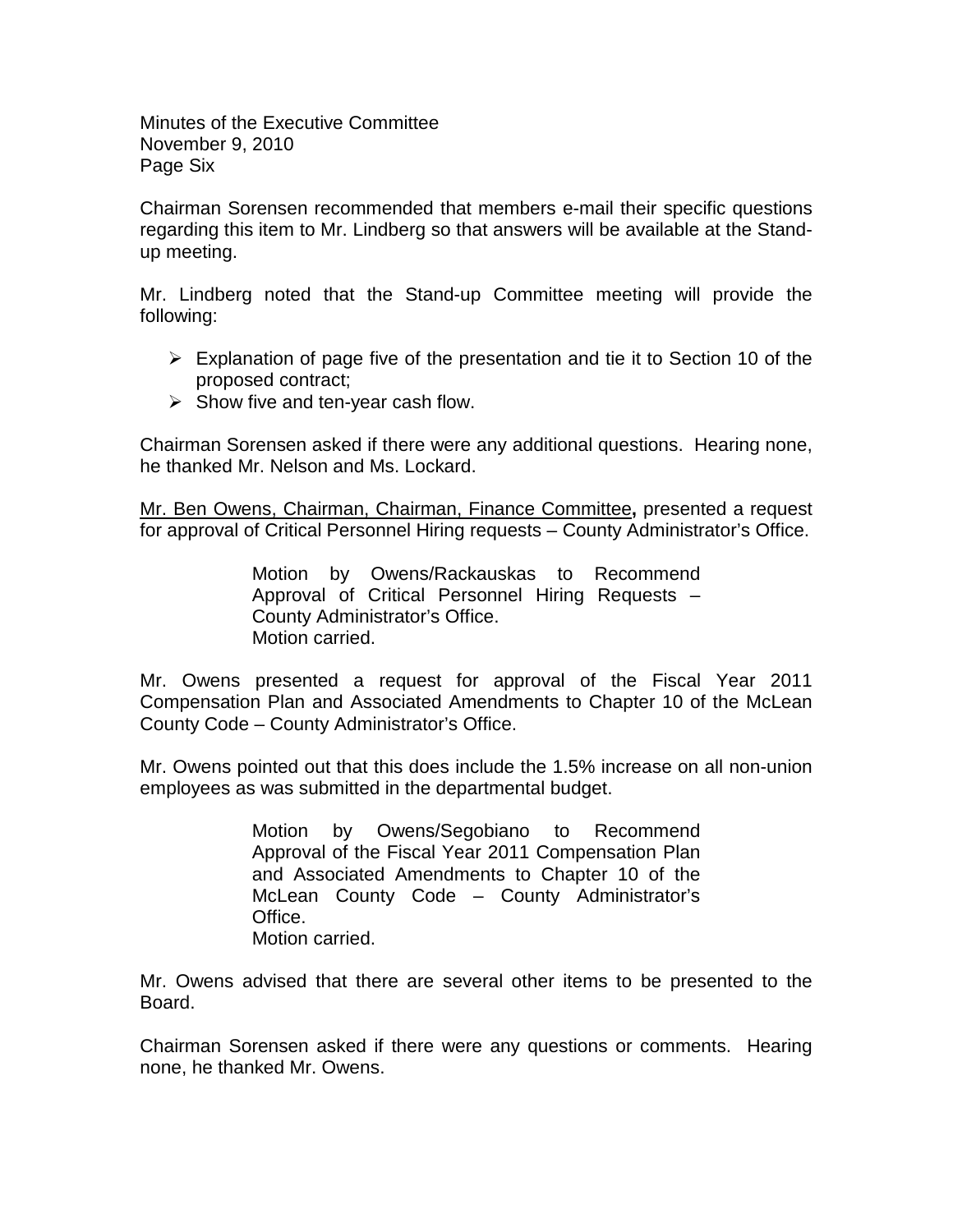Chairman Sorensen recommended that members e-mail their specific questions regarding this item to Mr. Lindberg so that answers will be available at the Stand-up meeting.

Mr. Lindberg noted that the Stand-up Committee meeting will provide the following:

- Explanation of page five of the presentation and tie it to Section 10 of the proposed contract;
- Show five and ten-year cash flow.

Chairman Sorensen asked if there were any additional questions. Hearing none, he thanked Mr. Nelson and Ms. Lockard.

Mr. Ben Owens, Chairman, Chairman, Finance Committee**,** presented a request for approval of Critical Personnel Hiring requests – County Administrator's Office.

> Motion by Owens/Rackauskas to Recommend Approval of Critical Personnel Hiring Requests – County Administrator's Office.
> Motion carried.

Mr. Owens presented a request for approval of the Fiscal Year 2011 Compensation Plan and Associated Amendments to Chapter 10 of the McLean County Code – County Administrator's Office.

Mr. Owens pointed out that this does include the 1.5% increase on all non-union employees as was submitted in the departmental budget.

> Motion by Owens/Segobiano to Recommend Approval of the Fiscal Year 2011 Compensation Plan and Associated Amendments to Chapter 10 of the McLean County Code – County Administrator's Office.
> Motion carried.

Mr. Owens advised that there are several other items to be presented to the Board.

Chairman Sorensen asked if there were any questions or comments. Hearing none, he thanked Mr. Owens.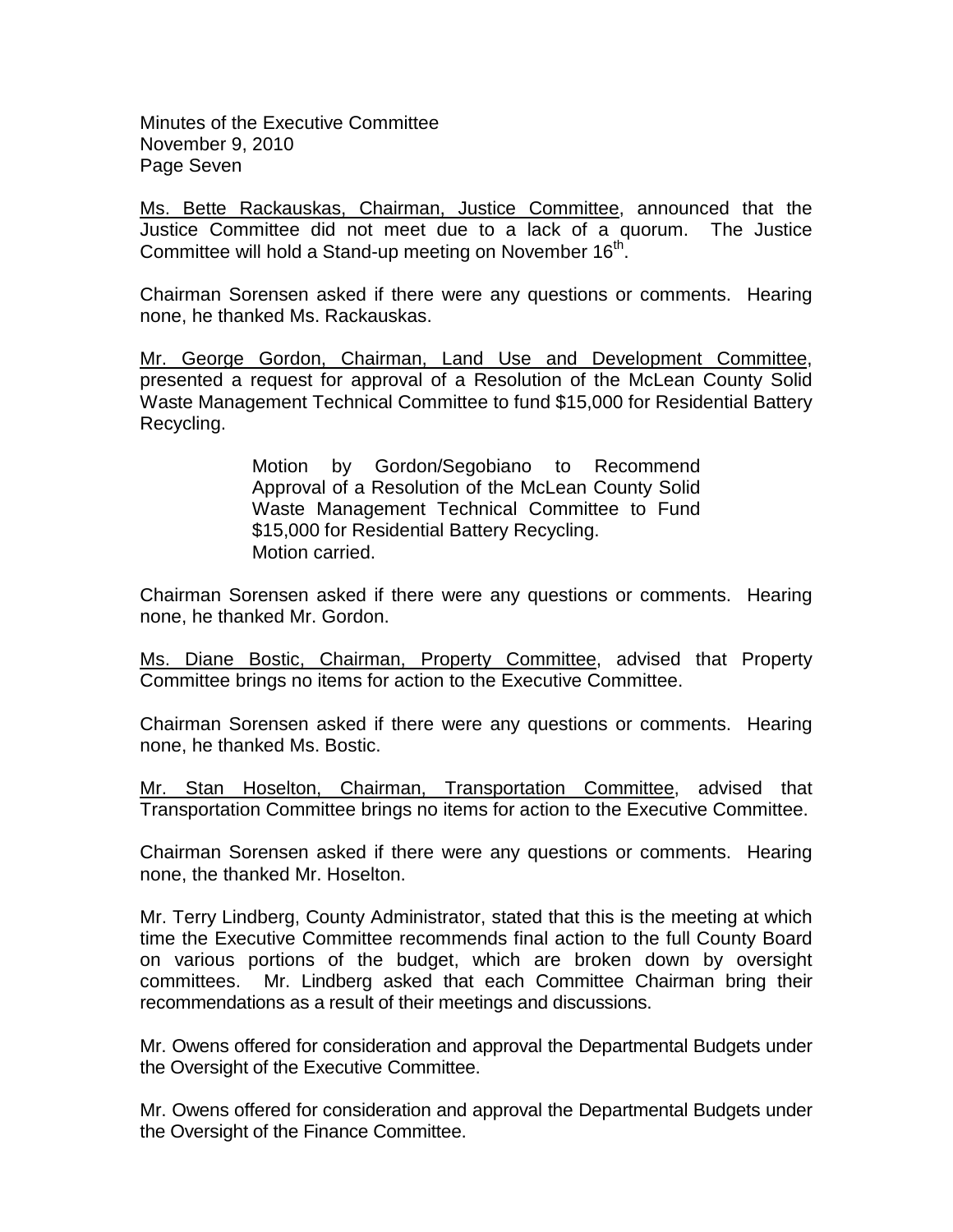Ms. Bette Rackauskas, Chairman, Justice Committee, announced that the Justice Committee did not meet due to a lack of a quorum. The Justice Committee will hold a Stand-up meeting on November 16th.

Chairman Sorensen asked if there were any questions or comments. Hearing none, he thanked Ms. Rackauskas.

Mr. George Gordon, Chairman, Land Use and Development Committee, presented a request for approval of a Resolution of the McLean County Solid Waste Management Technical Committee to fund \$15,000 for Residential Battery Recycling.

> Motion by Gordon/Segobiano to Recommend Approval of a Resolution of the McLean County Solid Waste Management Technical Committee to Fund \$15,000 for Residential Battery Recycling.
> Motion carried.

Chairman Sorensen asked if there were any questions or comments. Hearing none, he thanked Mr. Gordon.

Ms. Diane Bostic, Chairman, Property Committee, advised that Property Committee brings no items for action to the Executive Committee.

Chairman Sorensen asked if there were any questions or comments. Hearing none, he thanked Ms. Bostic.

Mr. Stan Hoselton, Chairman, Transportation Committee, advised that Transportation Committee brings no items for action to the Executive Committee.

Chairman Sorensen asked if there were any questions or comments. Hearing none, the thanked Mr. Hoselton.

Mr. Terry Lindberg, County Administrator, stated that this is the meeting at which time the Executive Committee recommends final action to the full County Board on various portions of the budget, which are broken down by oversight committees. Mr. Lindberg asked that each Committee Chairman bring their recommendations as a result of their meetings and discussions.

Mr. Owens offered for consideration and approval the Departmental Budgets under the Oversight of the Executive Committee.

Mr. Owens offered for consideration and approval the Departmental Budgets under the Oversight of the Finance Committee.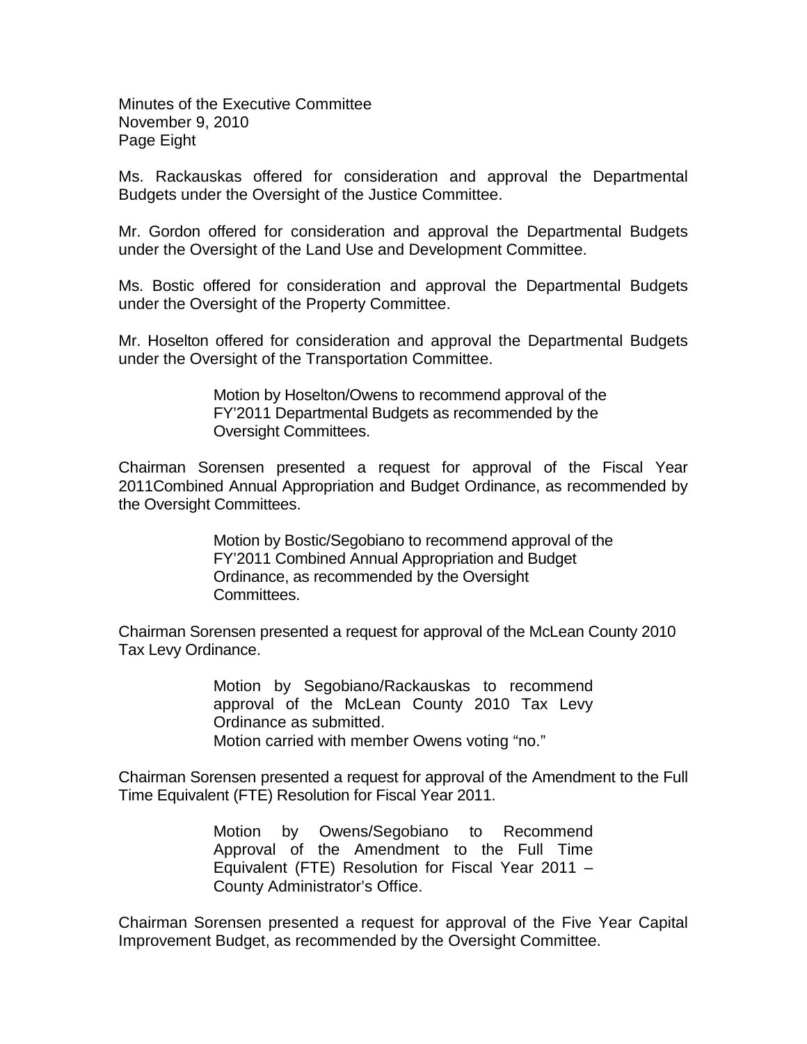Ms. Rackauskas offered for consideration and approval the Departmental Budgets under the Oversight of the Justice Committee.

Mr. Gordon offered for consideration and approval the Departmental Budgets under the Oversight of the Land Use and Development Committee.

Ms. Bostic offered for consideration and approval the Departmental Budgets under the Oversight of the Property Committee.

Mr. Hoselton offered for consideration and approval the Departmental Budgets under the Oversight of the Transportation Committee.

> Motion by Hoselton/Owens to recommend approval of the FY'2011 Departmental Budgets as recommended by the Oversight Committees.

Chairman Sorensen presented a request for approval of the Fiscal Year 2011Combined Annual Appropriation and Budget Ordinance, as recommended by the Oversight Committees.

> Motion by Bostic/Segobiano to recommend approval of the FY'2011 Combined Annual Appropriation and Budget Ordinance, as recommended by the Oversight Committees.

Chairman Sorensen presented a request for approval of the McLean County 2010 Tax Levy Ordinance.

> Motion by Segobiano/Rackauskas to recommend approval of the McLean County 2010 Tax Levy Ordinance as submitted.
> Motion carried with member Owens voting "no."

Chairman Sorensen presented a request for approval of the Amendment to the Full Time Equivalent (FTE) Resolution for Fiscal Year 2011.

> Motion by Owens/Segobiano to Recommend Approval of the Amendment to the Full Time Equivalent (FTE) Resolution for Fiscal Year 2011 – County Administrator's Office.

Chairman Sorensen presented a request for approval of the Five Year Capital Improvement Budget, as recommended by the Oversight Committee.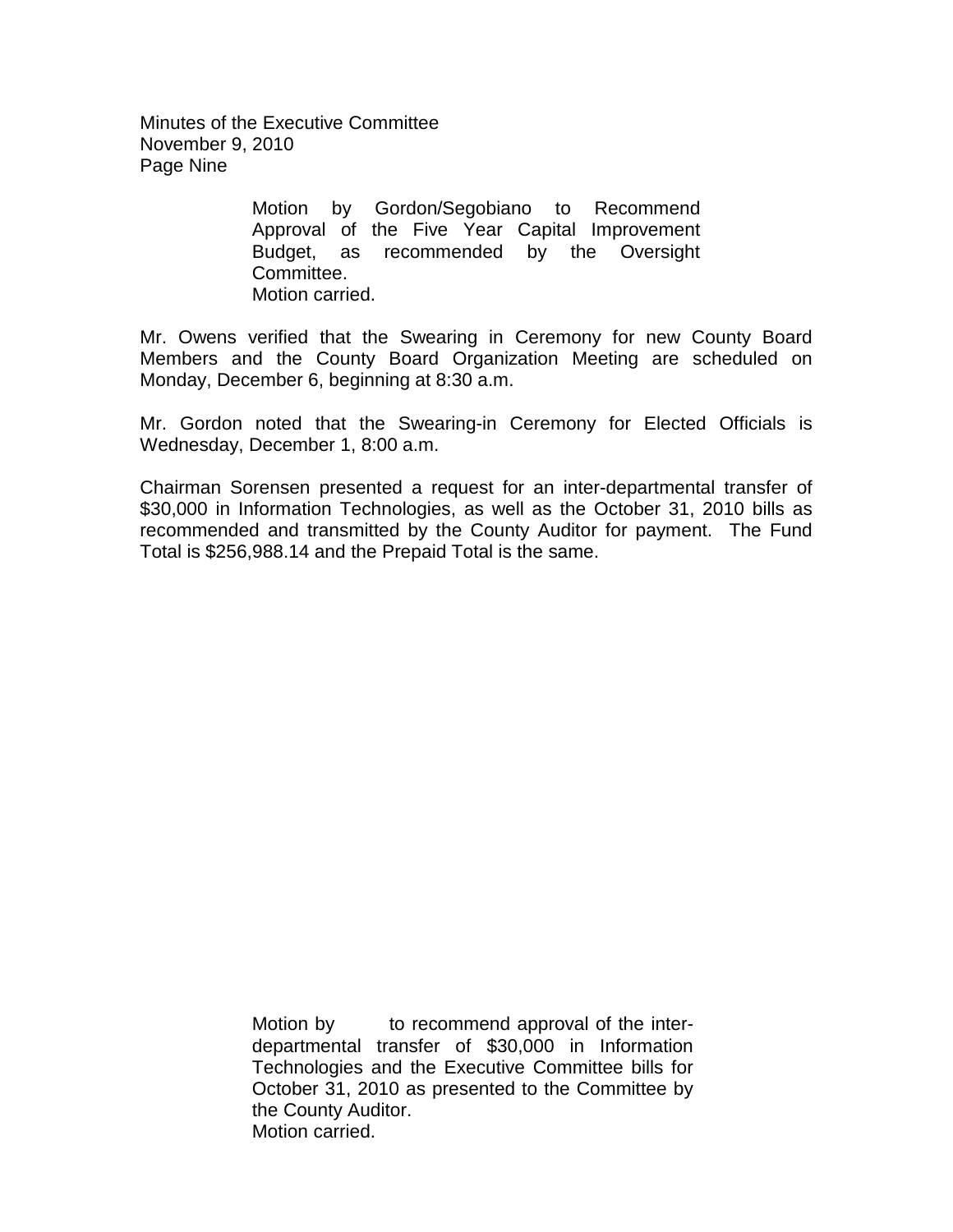Motion by Gordon/Segobiano to Recommend Approval of the Five Year Capital Improvement Budget, as recommended by the Oversight Committee.
Motion carried.

Mr. Owens verified that the Swearing in Ceremony for new County Board Members and the County Board Organization Meeting are scheduled on Monday, December 6, beginning at 8:30 a.m.

Mr. Gordon noted that the Swearing-in Ceremony for Elected Officials is Wednesday, December 1, 8:00 a.m.

Chairman Sorensen presented a request for an inter-departmental transfer of $30,000 in Information Technologies, as well as the October 31, 2010 bills as recommended and transmitted by the County Auditor for payment. The Fund Total is $256,988.14 and the Prepaid Total is the same.

Motion by to recommend approval of the inter-departmental transfer of $30,000 in Information Technologies and the Executive Committee bills for October 31, 2010 as presented to the Committee by the County Auditor.
Motion carried.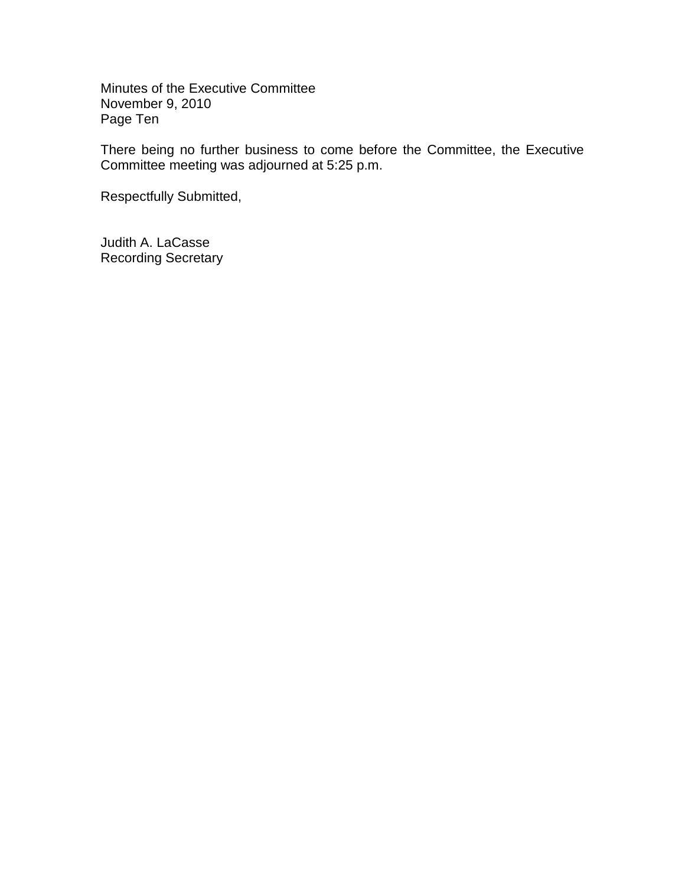There being no further business to come before the Committee, the Executive Committee meeting was adjourned at 5:25 p.m.

Respectfully Submitted,

Judith A. LaCasse
Recording Secretary